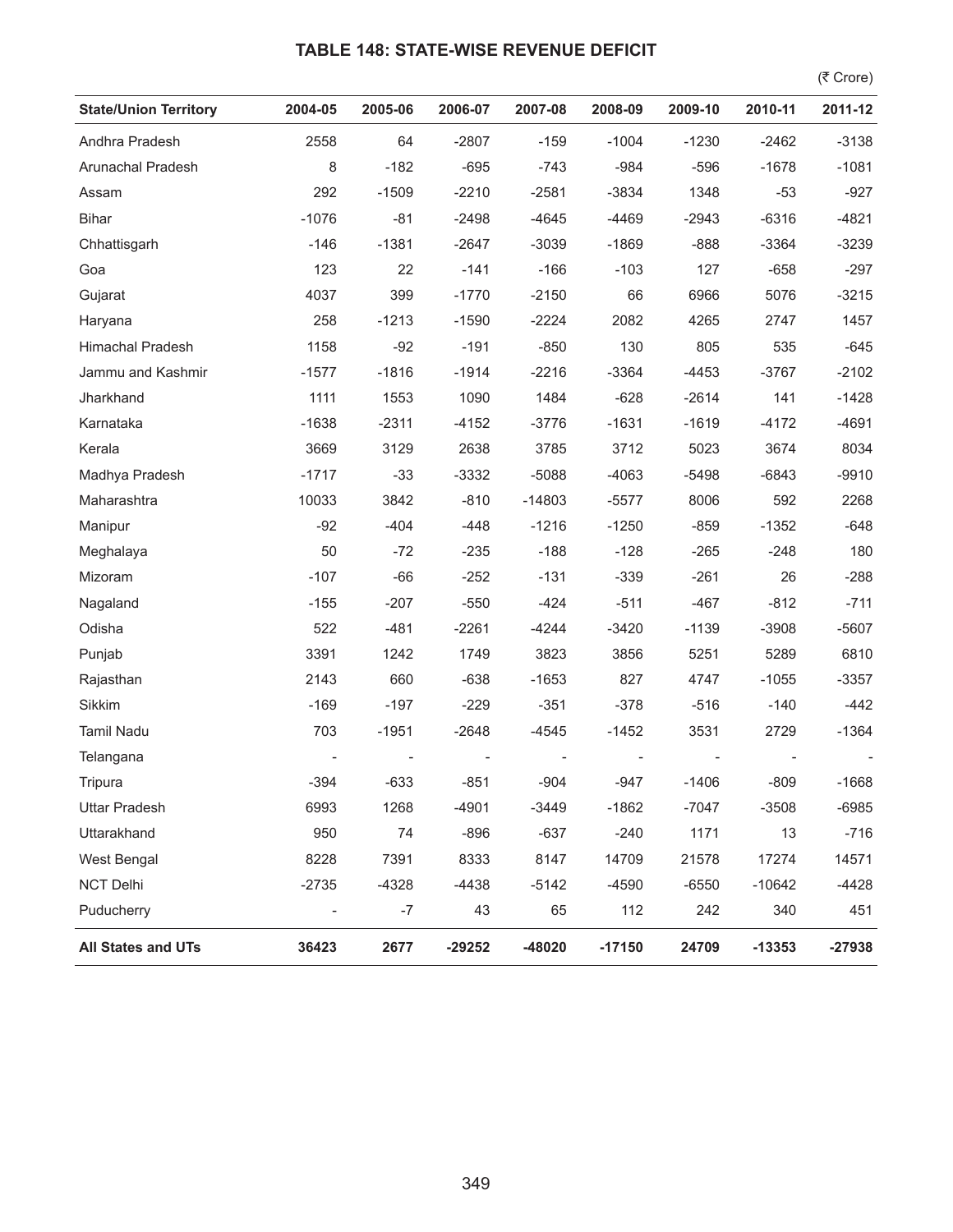## TABLE 148: STATE-WISE REVENUE DEFICIT

(₹ Crore)

| State/Union Territory | 2004-05 | 2005-06 | 2006-07 | 2007-08 | 2008-09 | 2009-10 | 2010-11 | 2011-12 |
|---|---|---|---|---|---|---|---|---|
| Andhra Pradesh | 2558 | 64 | -2807 | -159 | -1004 | -1230 | -2462 | -3138 |
| Arunachal Pradesh | 8 | -182 | -695 | -743 | -984 | -596 | -1678 | -1081 |
| Assam | 292 | -1509 | -2210 | -2581 | -3834 | 1348 | -53 | -927 |
| Bihar | -1076 | -81 | -2498 | -4645 | -4469 | -2943 | -6316 | -4821 |
| Chhattisgarh | -146 | -1381 | -2647 | -3039 | -1869 | -888 | -3364 | -3239 |
| Goa | 123 | 22 | -141 | -166 | -103 | 127 | -658 | -297 |
| Gujarat | 4037 | 399 | -1770 | -2150 | 66 | 6966 | 5076 | -3215 |
| Haryana | 258 | -1213 | -1590 | -2224 | 2082 | 4265 | 2747 | 1457 |
| Himachal Pradesh | 1158 | -92 | -191 | -850 | 130 | 805 | 535 | -645 |
| Jammu and Kashmir | -1577 | -1816 | -1914 | -2216 | -3364 | -4453 | -3767 | -2102 |
| Jharkhand | 1111 | 1553 | 1090 | 1484 | -628 | -2614 | 141 | -1428 |
| Karnataka | -1638 | -2311 | -4152 | -3776 | -1631 | -1619 | -4172 | -4691 |
| Kerala | 3669 | 3129 | 2638 | 3785 | 3712 | 5023 | 3674 | 8034 |
| Madhya Pradesh | -1717 | -33 | -3332 | -5088 | -4063 | -5498 | -6843 | -9910 |
| Maharashtra | 10033 | 3842 | -810 | -14803 | -5577 | 8006 | 592 | 2268 |
| Manipur | -92 | -404 | -448 | -1216 | -1250 | -859 | -1352 | -648 |
| Meghalaya | 50 | -72 | -235 | -188 | -128 | -265 | -248 | 180 |
| Mizoram | -107 | -66 | -252 | -131 | -339 | -261 | 26 | -288 |
| Nagaland | -155 | -207 | -550 | -424 | -511 | -467 | -812 | -711 |
| Odisha | 522 | -481 | -2261 | -4244 | -3420 | -1139 | -3908 | -5607 |
| Punjab | 3391 | 1242 | 1749 | 3823 | 3856 | 5251 | 5289 | 6810 |
| Rajasthan | 2143 | 660 | -638 | -1653 | 827 | 4747 | -1055 | -3357 |
| Sikkim | -169 | -197 | -229 | -351 | -378 | -516 | -140 | -442 |
| Tamil Nadu | 703 | -1951 | -2648 | -4545 | -1452 | 3531 | 2729 | -1364 |
| Telangana | - | - | - | - | - | - | - | - |
| Tripura | -394 | -633 | -851 | -904 | -947 | -1406 | -809 | -1668 |
| Uttar Pradesh | 6993 | 1268 | -4901 | -3449 | -1862 | -7047 | -3508 | -6985 |
| Uttarakhand | 950 | 74 | -896 | -637 | -240 | 1171 | 13 | -716 |
| West Bengal | 8228 | 7391 | 8333 | 8147 | 14709 | 21578 | 17274 | 14571 |
| NCT Delhi | -2735 | -4328 | -4438 | -5142 | -4590 | -6550 | -10642 | -4428 |
| Puducherry | - | -7 | 43 | 65 | 112 | 242 | 340 | 451 |
| **All States and UTs** | **36423** | **2677** | **-29252** | **-48020** | **-17150** | **24709** | **-13353** | **-27938** |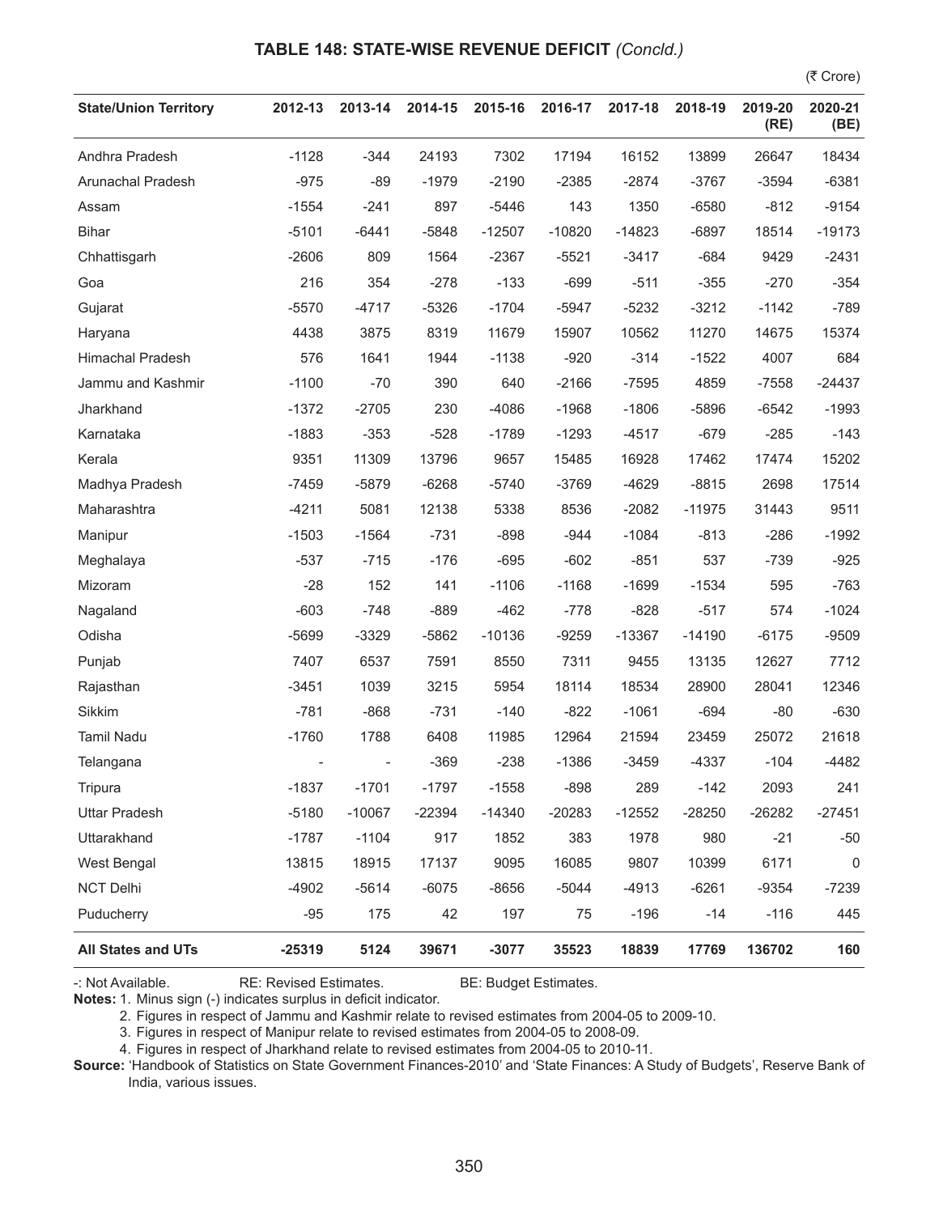## TABLE 148: STATE-WISE REVENUE DEFICIT *(Concld.)*

(₹ Crore)

| State/Union Territory | 2012-13 | 2013-14 | 2014-15 | 2015-16 | 2016-17 | 2017-18 | 2018-19 | 2019-20 (RE) | 2020-21 (BE) |
|---|---|---|---|---|---|---|---|---|---|
| Andhra Pradesh | -1128 | -344 | 24193 | 7302 | 17194 | 16152 | 13899 | 26647 | 18434 |
| Arunachal Pradesh | -975 | -89 | -1979 | -2190 | -2385 | -2874 | -3767 | -3594 | -6381 |
| Assam | -1554 | -241 | 897 | -5446 | 143 | 1350 | -6580 | -812 | -9154 |
| Bihar | -5101 | -6441 | -5848 | -12507 | -10820 | -14823 | -6897 | 18514 | -19173 |
| Chhattisgarh | -2606 | 809 | 1564 | -2367 | -5521 | -3417 | -684 | 9429 | -2431 |
| Goa | 216 | 354 | -278 | -133 | -699 | -511 | -355 | -270 | -354 |
| Gujarat | -5570 | -4717 | -5326 | -1704 | -5947 | -5232 | -3212 | -1142 | -789 |
| Haryana | 4438 | 3875 | 8319 | 11679 | 15907 | 10562 | 11270 | 14675 | 15374 |
| Himachal Pradesh | 576 | 1641 | 1944 | -1138 | -920 | -314 | -1522 | 4007 | 684 |
| Jammu and Kashmir | -1100 | -70 | 390 | 640 | -2166 | -7595 | 4859 | -7558 | -24437 |
| Jharkhand | -1372 | -2705 | 230 | -4086 | -1968 | -1806 | -5896 | -6542 | -1993 |
| Karnataka | -1883 | -353 | -528 | -1789 | -1293 | -4517 | -679 | -285 | -143 |
| Kerala | 9351 | 11309 | 13796 | 9657 | 15485 | 16928 | 17462 | 17474 | 15202 |
| Madhya Pradesh | -7459 | -5879 | -6268 | -5740 | -3769 | -4629 | -8815 | 2698 | 17514 |
| Maharashtra | -4211 | 5081 | 12138 | 5338 | 8536 | -2082 | -11975 | 31443 | 9511 |
| Manipur | -1503 | -1564 | -731 | -898 | -944 | -1084 | -813 | -286 | -1992 |
| Meghalaya | -537 | -715 | -176 | -695 | -602 | -851 | 537 | -739 | -925 |
| Mizoram | -28 | 152 | 141 | -1106 | -1168 | -1699 | -1534 | 595 | -763 |
| Nagaland | -603 | -748 | -889 | -462 | -778 | -828 | -517 | 574 | -1024 |
| Odisha | -5699 | -3329 | -5862 | -10136 | -9259 | -13367 | -14190 | -6175 | -9509 |
| Punjab | 7407 | 6537 | 7591 | 8550 | 7311 | 9455 | 13135 | 12627 | 7712 |
| Rajasthan | -3451 | 1039 | 3215 | 5954 | 18114 | 18534 | 28900 | 28041 | 12346 |
| Sikkim | -781 | -868 | -731 | -140 | -822 | -1061 | -694 | -80 | -630 |
| Tamil Nadu | -1760 | 1788 | 6408 | 11985 | 12964 | 21594 | 23459 | 25072 | 21618 |
| Telangana | - | - | -369 | -238 | -1386 | -3459 | -4337 | -104 | -4482 |
| Tripura | -1837 | -1701 | -1797 | -1558 | -898 | 289 | -142 | 2093 | 241 |
| Uttar Pradesh | -5180 | -10067 | -22394 | -14340 | -20283 | -12552 | -28250 | -26282 | -27451 |
| Uttarakhand | -1787 | -1104 | 917 | 1852 | 383 | 1978 | 980 | -21 | -50 |
| West Bengal | 13815 | 18915 | 17137 | 9095 | 16085 | 9807 | 10399 | 6171 | 0 |
| NCT Delhi | -4902 | -5614 | -6075 | -8656 | -5044 | -4913 | -6261 | -9354 | -7239 |
| Puducherry | -95 | 175 | 42 | 197 | 75 | -196 | -14 | -116 | 445 |
| **All States and UTs** | **-25319** | **5124** | **39671** | **-3077** | **35523** | **18839** | **17769** | **136702** | **160** |

-: Not Available. RE: Revised Estimates. BE: Budget Estimates.

**Notes:** 1. Minus sign (-) indicates surplus in deficit indicator.

2. Figures in respect of Jammu and Kashmir relate to revised estimates from 2004-05 to 2009-10.

3. Figures in respect of Manipur relate to revised estimates from 2004-05 to 2008-09.

4. Figures in respect of Jharkhand relate to revised estimates from 2004-05 to 2010-11.

**Source:** 'Handbook of Statistics on State Government Finances-2010' and 'State Finances: A Study of Budgets', Reserve Bank of India, various issues.